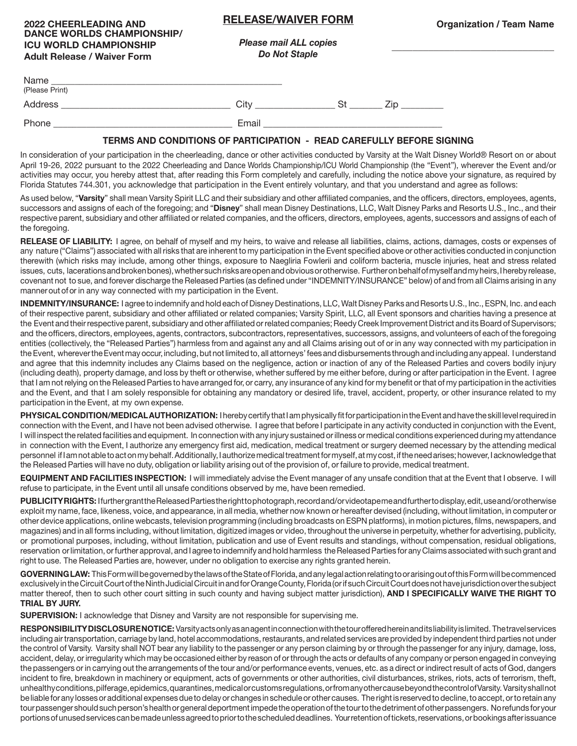**2022 CHEERLEADING AND DANCE WORLDS CHAMPIONSHIP/ ICU WORLD CHAMPIONSHIP**
**Adult Release / Waiver Form**

# RELEASE/WAIVER FORM

***Please mail ALL copies***
***Do Not Staple***

**Organization / Team Name**

_________________________________

Name _____________________________________________
(Please Print)

Address _________________________________ City _______________ St ______ Zip ________

Phone ___________________________________ Email __________________________________

## TERMS AND CONDITIONS OF PARTICIPATION - READ CAREFULLY BEFORE SIGNING

In consideration of your participation in the cheerleading, dance or other activities conducted by Varsity at the Walt Disney World® Resort on or about April 19-26, 2022 pursuant to the 2022 Cheerleading and Dance Worlds Championship/ICU World Championship (the "Event"), wherever the Event and/or activities may occur, you hereby attest that, after reading this Form completely and carefully, including the notice above your signature, as required by Florida Statutes 744.301, you acknowledge that participation in the Event entirely voluntary, and that you understand and agree as follows:

As used below, "**Varsity**" shall mean Varsity Spirit LLC and their subsidiary and other affiliated companies, and the officers, directors, employees, agents, successors and assigns of each of the foregoing; and "**Disney**" shall mean Disney Destinations, LLC, Walt Disney Parks and Resorts U.S., Inc., and their respective parent, subsidiary and other affiliated or related companies, and the officers, directors, employees, agents, successors and assigns of each of the foregoing.

**RELEASE OF LIABILITY:** I agree, on behalf of myself and my heirs, to waive and release all liabilities, claims, actions, damages, costs or expenses of any nature ("Claims") associated with all risks that are inherent to my participation in the Event specified above or other activities conducted in conjunction therewith (which risks may include, among other things, exposure to Naegliria Fowlerii and coliform bacteria, muscle injuries, heat and stress related issues, cuts, lacerations and broken bones), whether such risks are open and obvious or otherwise. Further on behalf of myself and my heirs, I hereby release, covenant not to sue, and forever discharge the Released Parties (as defined under "INDEMNITY/INSURANCE" below) of and from all Claims arising in any manner out of or in any way connected with my participation in the Event.

**INDEMNITY/INSURANCE:** I agree to indemnify and hold each of Disney Destinations, LLC, Walt Disney Parks and Resorts U.S., Inc., ESPN, Inc. and each of their respective parent, subsidiary and other affiliated or related companies; Varsity Spirit, LLC, all Event sponsors and charities having a presence at the Event and their respective parent, subsidiary and other affiliated or related companies; Reedy Creek Improvement District and its Board of Supervisors; and the officers, directors, employees, agents, contractors, subcontractors, representatives, successors, assigns, and volunteers of each of the foregoing entities (collectively, the "Released Parties") harmless from and against any and all Claims arising out of or in any way connected with my participation in the Event, wherever the Event may occur, including, but not limited to, all attorneys' fees and disbursements through and including any appeal. I understand and agree that this indemnity includes any Claims based on the negligence, action or inaction of any of the Released Parties and covers bodily injury (including death), property damage, and loss by theft or otherwise, whether suffered by me either before, during or after participation in the Event. I agree that I am not relying on the Released Parties to have arranged for, or carry, any insurance of any kind for my benefit or that of my participation in the activities and the Event, and that I am solely responsible for obtaining any mandatory or desired life, travel, accident, property, or other insurance related to my participation in the Event, at my own expense.

**PHYSICAL CONDITION/MEDICAL AUTHORIZATION:** I hereby certify that I am physically fit for participation in the Event and have the skill level required in connection with the Event, and I have not been advised otherwise. I agree that before I participate in any activity conducted in conjunction with the Event, I will inspect the related facilities and equipment. In connection with any injury sustained or illness or medical conditions experienced during my attendance in connection with the Event, I authorize any emergency first aid, medication, medical treatment or surgery deemed necessary by the attending medical personnel if I am not able to act on my behalf. Additionally, I authorize medical treatment for myself, at my cost, if the need arises; however, I acknowledge that the Released Parties will have no duty, obligation or liability arising out of the provision of, or failure to provide, medical treatment.

**EQUIPMENT AND FACILITIES INSPECTION:** I will immediately advise the Event manager of any unsafe condition that at the Event that I observe. I will refuse to participate, in the Event until all unsafe conditions observed by me, have been remedied.

**PUBLICITY RIGHTS:** I further grant the Released Parties the right to photograph, record and/or videotape me and further to display, edit, use and/or otherwise exploit my name, face, likeness, voice, and appearance, in all media, whether now known or hereafter devised (including, without limitation, in computer or other device applications, online webcasts, television programming (including broadcasts on ESPN platforms), in motion pictures, films, newspapers, and magazines) and in all forms including, without limitation, digitized images or video, throughout the universe in perpetuity, whether for advertising, publicity, or promotional purposes, including, without limitation, publication and use of Event results and standings, without compensation, residual obligations, reservation or limitation, or further approval, and I agree to indemnify and hold harmless the Released Parties for any Claims associated with such grant and right to use. The Released Parties are, however, under no obligation to exercise any rights granted herein.

**GOVERNING LAW:** This Form will be governed by the laws of the State of Florida, and any legal action relating to or arising out of this Form will be commenced exclusively in the Circuit Court of the Ninth Judicial Circuit in and for Orange County, Florida (or if such Circuit Court does not have jurisdiction over the subject matter thereof, then to such other court sitting in such county and having subject matter jurisdiction), **AND I SPECIFICALLY WAIVE THE RIGHT TO TRIAL BY JURY.**

**SUPERVISION:** I acknowledge that Disney and Varsity are not responsible for supervising me.

**RESPONSIBILITY DISCLOSURE NOTICE:** Varsity acts only as an agent in connection with the tour offered herein and its liability is limited. The travel services including air transportation, carriage by land, hotel accommodations, restaurants, and related services are provided by independent third parties not under the control of Varsity. Varsity shall NOT bear any liability to the passenger or any person claiming by or through the passenger for any injury, damage, loss, accident, delay, or irregularity which may be occasioned either by reason of or through the acts or defaults of any company or person engaged in conveying the passengers or in carrying out the arrangements of the tour and/or performance events, venues, etc. as a direct or indirect result of acts of God, dangers incident to fire, breakdown in machinery or equipment, acts of governments or other authorities, civil disturbances, strikes, riots, acts of terrorism, theft, unhealthy conditions, pilferage, epidemics, quarantines, medical or customs regulations, or from any other cause beyond the control of Varsity. Varsity shall not be liable for any losses or additional expenses due to delay or changes in schedule or other causes. The right is reserved to decline, to accept, or to retain any tour passenger should such person's health or general deportment impede the operation of the tour to the detriment of other passengers. No refunds for your portions of unused services can be made unless agreed to prior to the scheduled deadlines. Your retention of tickets, reservations, or bookings after issuance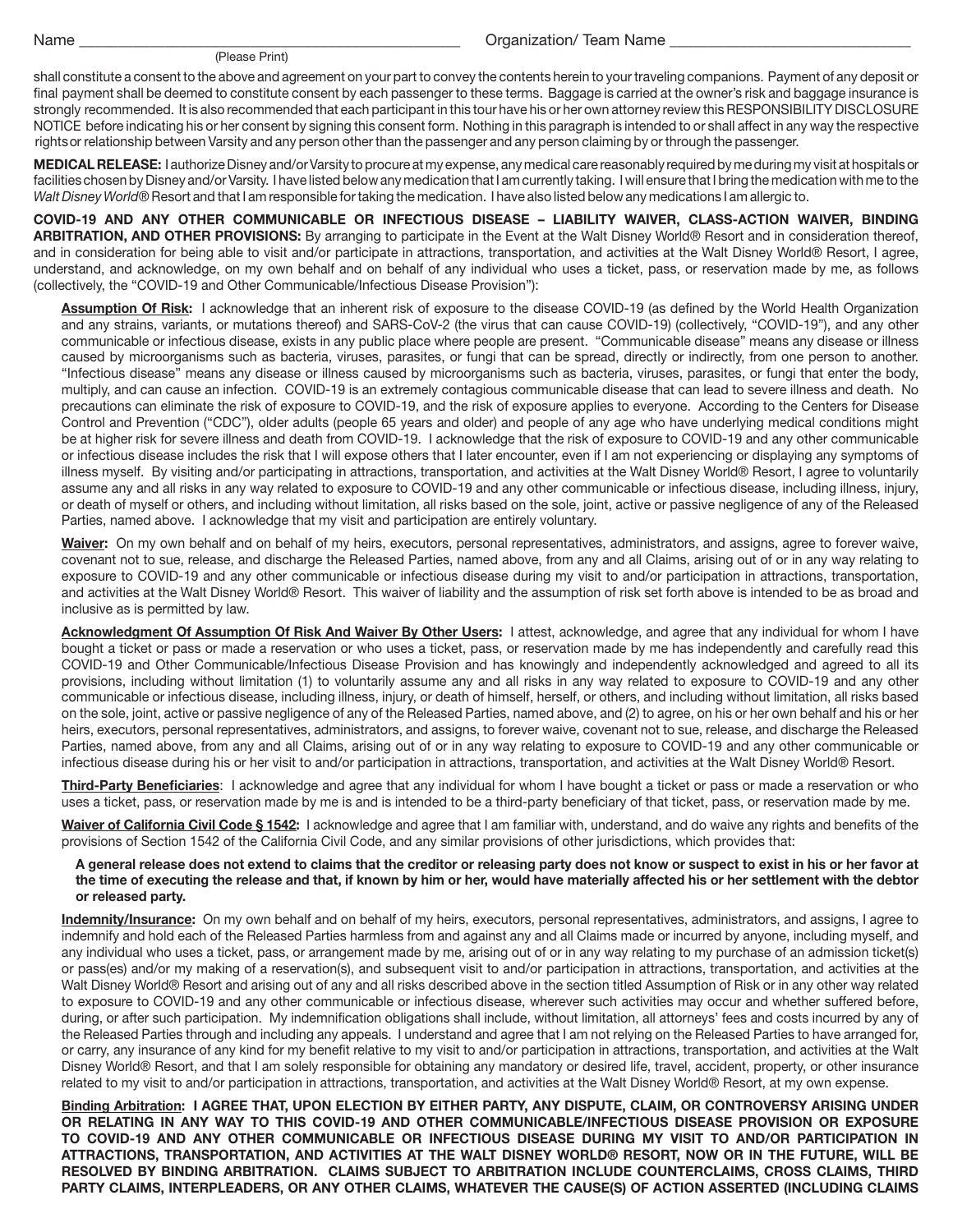Name ________________________________________________ Organization/ Team Name ______________________________
(Please Print)

shall constitute a consent to the above and agreement on your part to convey the contents herein to your traveling companions. Payment of any deposit or final payment shall be deemed to constitute consent by each passenger to these terms. Baggage is carried at the owner's risk and baggage insurance is strongly recommended. It is also recommended that each participant in this tour have his or her own attorney review this RESPONSIBILITY DISCLOSURE NOTICE before indicating his or her consent by signing this consent form. Nothing in this paragraph is intended to or shall affect in any way the respective rights or relationship between Varsity and any person other than the passenger and any person claiming by or through the passenger.

**MEDICAL RELEASE:** I authorize Disney and/or Varsity to procure at my expense, any medical care reasonably required by me during my visit at hospitals or facilities chosen by Disney and/or Varsity. I have listed below any medication that I am currently taking. I will ensure that I bring the medication with me to the *Walt Disney World®* Resort and that I am responsible for taking the medication. I have also listed below any medications I am allergic to.

**COVID-19 AND ANY OTHER COMMUNICABLE OR INFECTIOUS DISEASE – LIABILITY WAIVER, CLASS-ACTION WAIVER, BINDING ARBITRATION, AND OTHER PROVISIONS:** By arranging to participate in the Event at the Walt Disney World® Resort and in consideration thereof, and in consideration for being able to visit and/or participate in attractions, transportation, and activities at the Walt Disney World® Resort, I agree, understand, and acknowledge, on my own behalf and on behalf of any individual who uses a ticket, pass, or reservation made by me, as follows (collectively, the "COVID-19 and Other Communicable/Infectious Disease Provision"):

**Assumption Of Risk:** I acknowledge that an inherent risk of exposure to the disease COVID-19 (as defined by the World Health Organization and any strains, variants, or mutations thereof) and SARS-CoV-2 (the virus that can cause COVID-19) (collectively, "COVID-19"), and any other communicable or infectious disease, exists in any public place where people are present. "Communicable disease" means any disease or illness caused by microorganisms such as bacteria, viruses, parasites, or fungi that can be spread, directly or indirectly, from one person to another. "Infectious disease" means any disease or illness caused by microorganisms such as bacteria, viruses, parasites, or fungi that enter the body, multiply, and can cause an infection. COVID-19 is an extremely contagious communicable disease that can lead to severe illness and death. No precautions can eliminate the risk of exposure to COVID-19, and the risk of exposure applies to everyone. According to the Centers for Disease Control and Prevention ("CDC"), older adults (people 65 years and older) and people of any age who have underlying medical conditions might be at higher risk for severe illness and death from COVID-19. I acknowledge that the risk of exposure to COVID-19 and any other communicable or infectious disease includes the risk that I will expose others that I later encounter, even if I am not experiencing or displaying any symptoms of illness myself. By visiting and/or participating in attractions, transportation, and activities at the Walt Disney World® Resort, I agree to voluntarily assume any and all risks in any way related to exposure to COVID-19 and any other communicable or infectious disease, including illness, injury, or death of myself or others, and including without limitation, all risks based on the sole, joint, active or passive negligence of any of the Released Parties, named above. I acknowledge that my visit and participation are entirely voluntary.

**Waiver:** On my own behalf and on behalf of my heirs, executors, personal representatives, administrators, and assigns, agree to forever waive, covenant not to sue, release, and discharge the Released Parties, named above, from any and all Claims, arising out of or in any way relating to exposure to COVID-19 and any other communicable or infectious disease during my visit to and/or participation in attractions, transportation, and activities at the Walt Disney World® Resort. This waiver of liability and the assumption of risk set forth above is intended to be as broad and inclusive as is permitted by law.

**Acknowledgment Of Assumption Of Risk And Waiver By Other Users:** I attest, acknowledge, and agree that any individual for whom I have bought a ticket or pass or made a reservation or who uses a ticket, pass, or reservation made by me has independently and carefully read this COVID-19 and Other Communicable/Infectious Disease Provision and has knowingly and independently acknowledged and agreed to all its provisions, including without limitation (1) to voluntarily assume any and all risks in any way related to exposure to COVID-19 and any other communicable or infectious disease, including illness, injury, or death of himself, herself, or others, and including without limitation, all risks based on the sole, joint, active or passive negligence of any of the Released Parties, named above, and (2) to agree, on his or her own behalf and his or her heirs, executors, personal representatives, administrators, and assigns, to forever waive, covenant not to sue, release, and discharge the Released Parties, named above, from any and all Claims, arising out of or in any way relating to exposure to COVID-19 and any other communicable or infectious disease during his or her visit to and/or participation in attractions, transportation, and activities at the Walt Disney World® Resort.

**Third-Party Beneficiaries**: I acknowledge and agree that any individual for whom I have bought a ticket or pass or made a reservation or who uses a ticket, pass, or reservation made by me is and is intended to be a third-party beneficiary of that ticket, pass, or reservation made by me.

**Waiver of California Civil Code § 1542:** I acknowledge and agree that I am familiar with, understand, and do waive any rights and benefits of the provisions of Section 1542 of the California Civil Code, and any similar provisions of other jurisdictions, which provides that:

**A general release does not extend to claims that the creditor or releasing party does not know or suspect to exist in his or her favor at the time of executing the release and that, if known by him or her, would have materially affected his or her settlement with the debtor or released party.**

**Indemnity/Insurance:** On my own behalf and on behalf of my heirs, executors, personal representatives, administrators, and assigns, I agree to indemnify and hold each of the Released Parties harmless from and against any and all Claims made or incurred by anyone, including myself, and any individual who uses a ticket, pass, or arrangement made by me, arising out of or in any way relating to my purchase of an admission ticket(s) or pass(es) and/or my making of a reservation(s), and subsequent visit to and/or participation in attractions, transportation, and activities at the Walt Disney World® Resort and arising out of any and all risks described above in the section titled Assumption of Risk or in any other way related to exposure to COVID-19 and any other communicable or infectious disease, wherever such activities may occur and whether suffered before, during, or after such participation. My indemnification obligations shall include, without limitation, all attorneys' fees and costs incurred by any of the Released Parties through and including any appeals. I understand and agree that I am not relying on the Released Parties to have arranged for, or carry, any insurance of any kind for my benefit relative to my visit to and/or participation in attractions, transportation, and activities at the Walt Disney World® Resort, and that I am solely responsible for obtaining any mandatory or desired life, travel, accident, property, or other insurance related to my visit to and/or participation in attractions, transportation, and activities at the Walt Disney World® Resort, at my own expense.

**Binding Arbitration: I AGREE THAT, UPON ELECTION BY EITHER PARTY, ANY DISPUTE, CLAIM, OR CONTROVERSY ARISING UNDER OR RELATING IN ANY WAY TO THIS COVID-19 AND OTHER COMMUNICABLE/INFECTIOUS DISEASE PROVISION OR EXPOSURE TO COVID-19 AND ANY OTHER COMMUNICABLE OR INFECTIOUS DISEASE DURING MY VISIT TO AND/OR PARTICIPATION IN ATTRACTIONS, TRANSPORTATION, AND ACTIVITIES AT THE WALT DISNEY WORLD® RESORT, NOW OR IN THE FUTURE, WILL BE RESOLVED BY BINDING ARBITRATION. CLAIMS SUBJECT TO ARBITRATION INCLUDE COUNTERCLAIMS, CROSS CLAIMS, THIRD PARTY CLAIMS, INTERPLEADERS, OR ANY OTHER CLAIMS, WHATEVER THE CAUSE(S) OF ACTION ASSERTED (INCLUDING CLAIMS**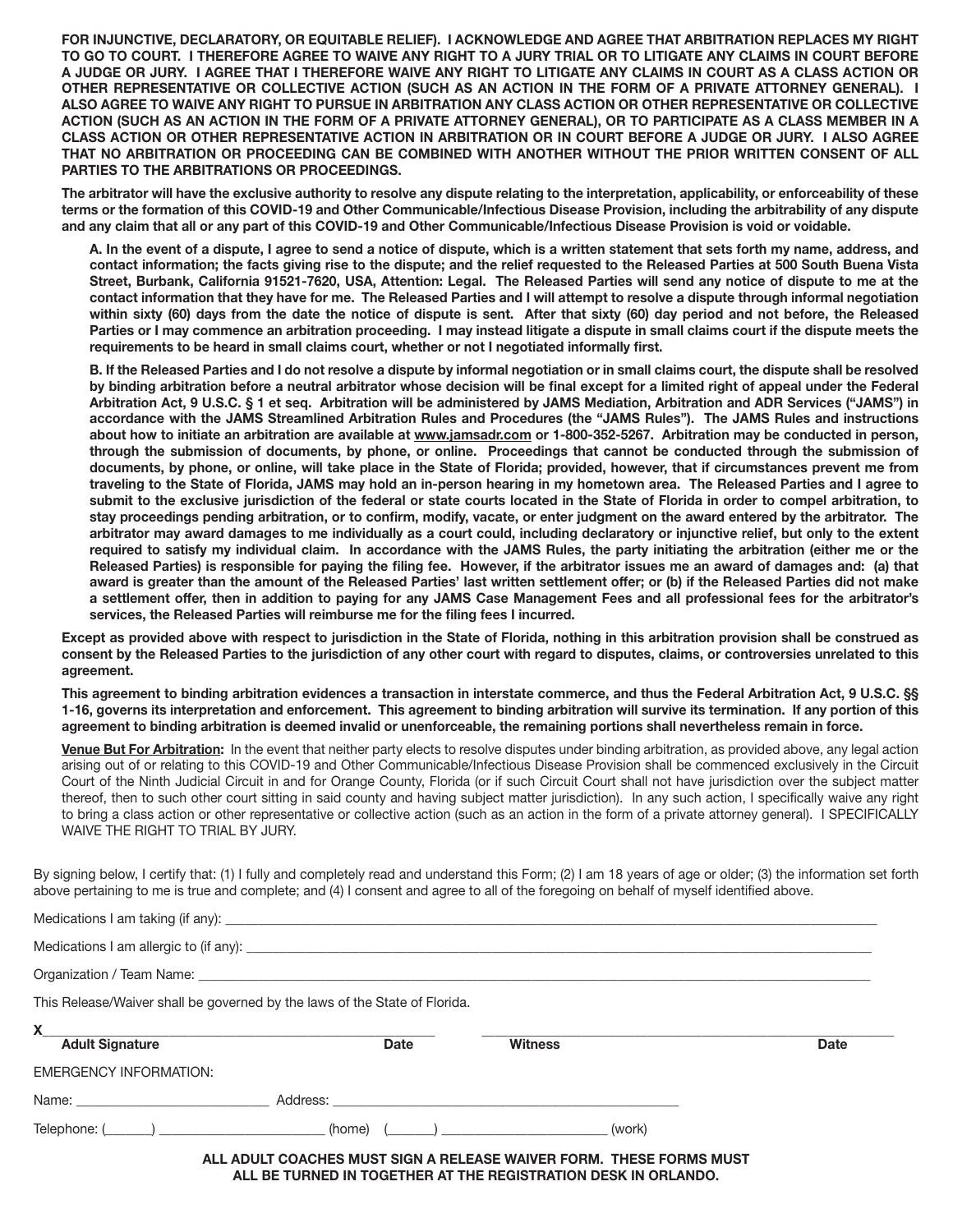**FOR INJUNCTIVE, DECLARATORY, OR EQUITABLE RELIEF). I ACKNOWLEDGE AND AGREE THAT ARBITRATION REPLACES MY RIGHT TO GO TO COURT. I THEREFORE AGREE TO WAIVE ANY RIGHT TO A JURY TRIAL OR TO LITIGATE ANY CLAIMS IN COURT BEFORE A JUDGE OR JURY. I AGREE THAT I THEREFORE WAIVE ANY RIGHT TO LITIGATE ANY CLAIMS IN COURT AS A CLASS ACTION OR OTHER REPRESENTATIVE OR COLLECTIVE ACTION (SUCH AS AN ACTION IN THE FORM OF A PRIVATE ATTORNEY GENERAL). I ALSO AGREE TO WAIVE ANY RIGHT TO PURSUE IN ARBITRATION ANY CLASS ACTION OR OTHER REPRESENTATIVE OR COLLECTIVE ACTION (SUCH AS AN ACTION IN THE FORM OF A PRIVATE ATTORNEY GENERAL), OR TO PARTICIPATE AS A CLASS MEMBER IN A CLASS ACTION OR OTHER REPRESENTATIVE ACTION IN ARBITRATION OR IN COURT BEFORE A JUDGE OR JURY. I ALSO AGREE THAT NO ARBITRATION OR PROCEEDING CAN BE COMBINED WITH ANOTHER WITHOUT THE PRIOR WRITTEN CONSENT OF ALL PARTIES TO THE ARBITRATIONS OR PROCEEDINGS.**

**The arbitrator will have the exclusive authority to resolve any dispute relating to the interpretation, applicability, or enforceability of these terms or the formation of this COVID-19 and Other Communicable/Infectious Disease Provision, including the arbitrability of any dispute and any claim that all or any part of this COVID-19 and Other Communicable/Infectious Disease Provision is void or voidable.**

**A. In the event of a dispute, I agree to send a notice of dispute, which is a written statement that sets forth my name, address, and contact information; the facts giving rise to the dispute; and the relief requested to the Released Parties at 500 South Buena Vista Street, Burbank, California 91521-7620, USA, Attention: Legal. The Released Parties will send any notice of dispute to me at the contact information that they have for me. The Released Parties and I will attempt to resolve a dispute through informal negotiation within sixty (60) days from the date the notice of dispute is sent. After that sixty (60) day period and not before, the Released Parties or I may commence an arbitration proceeding. I may instead litigate a dispute in small claims court if the dispute meets the requirements to be heard in small claims court, whether or not I negotiated informally first.**

**B. If the Released Parties and I do not resolve a dispute by informal negotiation or in small claims court, the dispute shall be resolved by binding arbitration before a neutral arbitrator whose decision will be final except for a limited right of appeal under the Federal Arbitration Act, 9 U.S.C. § 1 et seq. Arbitration will be administered by JAMS Mediation, Arbitration and ADR Services ("JAMS") in accordance with the JAMS Streamlined Arbitration Rules and Procedures (the "JAMS Rules"). The JAMS Rules and instructions about how to initiate an arbitration are available at <u>www.jamsadr.com</u> or 1-800-352-5267. Arbitration may be conducted in person, through the submission of documents, by phone, or online. Proceedings that cannot be conducted through the submission of documents, by phone, or online, will take place in the State of Florida; provided, however, that if circumstances prevent me from traveling to the State of Florida, JAMS may hold an in-person hearing in my hometown area. The Released Parties and I agree to submit to the exclusive jurisdiction of the federal or state courts located in the State of Florida in order to compel arbitration, to stay proceedings pending arbitration, or to confirm, modify, vacate, or enter judgment on the award entered by the arbitrator. The arbitrator may award damages to me individually as a court could, including declaratory or injunctive relief, but only to the extent required to satisfy my individual claim. In accordance with the JAMS Rules, the party initiating the arbitration (either me or the Released Parties) is responsible for paying the filing fee. However, if the arbitrator issues me an award of damages and: (a) that award is greater than the amount of the Released Parties' last written settlement offer; or (b) if the Released Parties did not make a settlement offer, then in addition to paying for any JAMS Case Management Fees and all professional fees for the arbitrator's services, the Released Parties will reimburse me for the filing fees I incurred.**

**Except as provided above with respect to jurisdiction in the State of Florida, nothing in this arbitration provision shall be construed as consent by the Released Parties to the jurisdiction of any other court with regard to disputes, claims, or controversies unrelated to this agreement.**

**This agreement to binding arbitration evidences a transaction in interstate commerce, and thus the Federal Arbitration Act, 9 U.S.C. §§ 1-16, governs its interpretation and enforcement. This agreement to binding arbitration will survive its termination. If any portion of this agreement to binding arbitration is deemed invalid or unenforceable, the remaining portions shall nevertheless remain in force.**

**<u>Venue But For Arbitration</u>:** In the event that neither party elects to resolve disputes under binding arbitration, as provided above, any legal action arising out of or relating to this COVID-19 and Other Communicable/Infectious Disease Provision shall be commenced exclusively in the Circuit Court of the Ninth Judicial Circuit in and for Orange County, Florida (or if such Circuit Court shall not have jurisdiction over the subject matter thereof, then to such other court sitting in said county and having subject matter jurisdiction). In any such action, I specifically waive any right to bring a class action or other representative or collective action (such as an action in the form of a private attorney general). I SPECIFICALLY WAIVE THE RIGHT TO TRIAL BY JURY.

By signing below, I certify that: (1) I fully and completely read and understand this Form; (2) I am 18 years of age or older; (3) the information set forth above pertaining to me is true and complete; and (4) I consent and agree to all of the foregoing on behalf of myself identified above.

Medications I am taking (if any): ______________________________

Medications I am allergic to (if any): ______________________________

Organization / Team Name: ______________________________

This Release/Waiver shall be governed by the laws of the State of Florida.

**X**______________________________ ______________________________

**Adult Signature** **Date** **Witness** **Date**

EMERGENCY INFORMATION:

Name: ____________________ Address: ______________________________

Telephone: (______) ____________________ (home) (______) ____________________ (work)

**ALL ADULT COACHES MUST SIGN A RELEASE WAIVER FORM. THESE FORMS MUST ALL BE TURNED IN TOGETHER AT THE REGISTRATION DESK IN ORLANDO.**